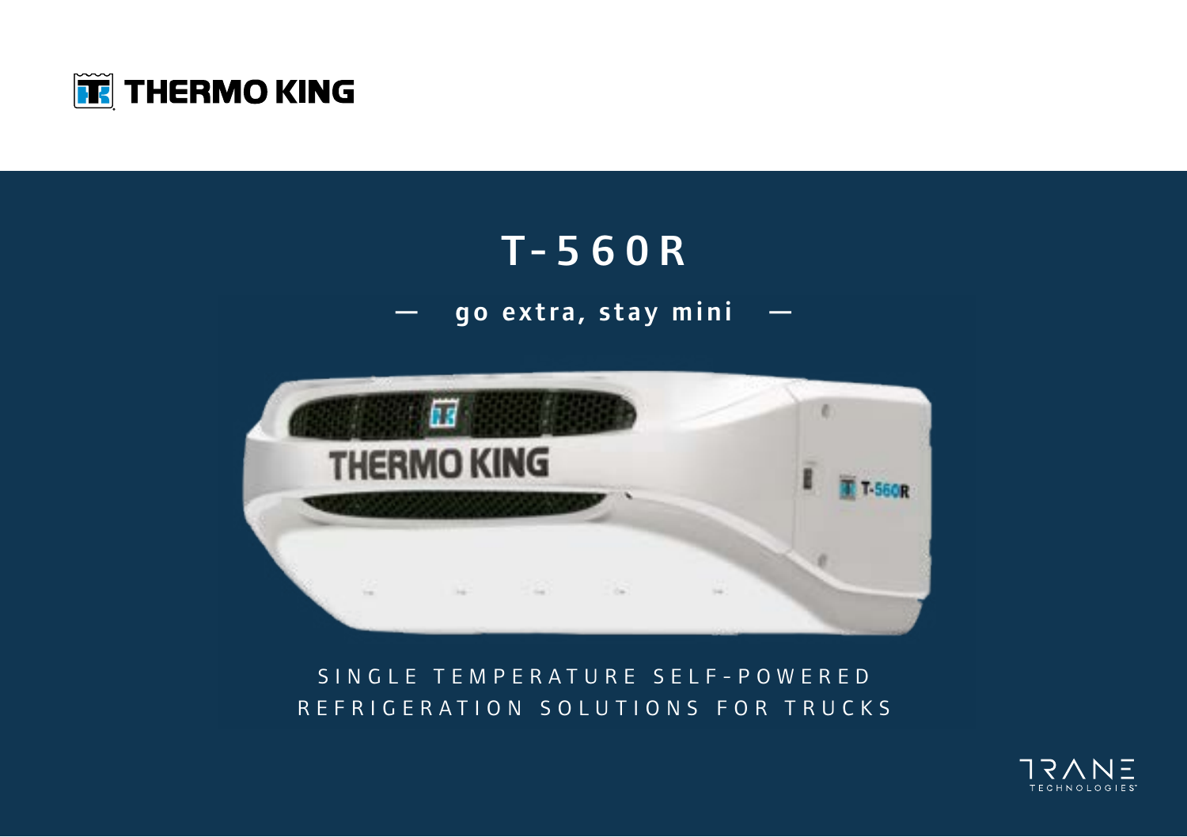THERMO KING

# T-560R

— go extra, stay mini —

SINGLE TEMPERATURE SELF-POWERED REFRIGERATION SOLUTIONS FOR TRUCKS

TRANE TECHNOLOGIES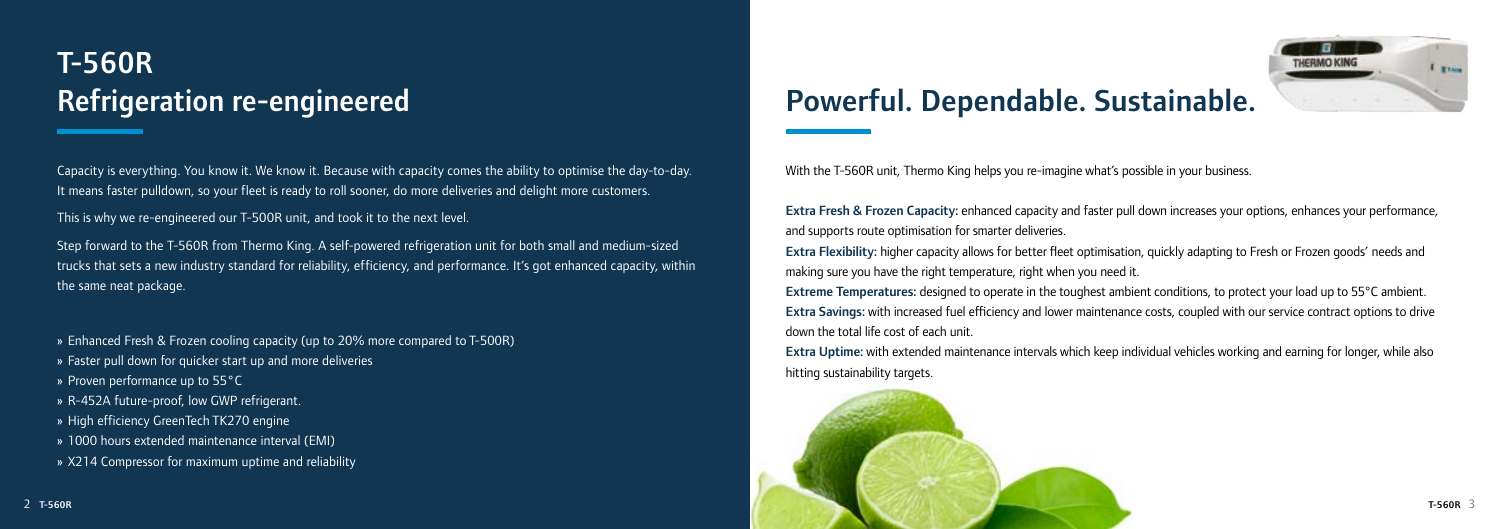# T-560R
## Refrigeration re-engineered

Capacity is everything. You know it. We know it. Because with capacity comes the ability to optimise the day-to-day. It means faster pulldown, so your fleet is ready to roll sooner, do more deliveries and delight more customers.

This is why we re-engineered our T-500R unit, and took it to the next level.

Step forward to the T-560R from Thermo King. A self-powered refrigeration unit for both small and medium-sized trucks that sets a new industry standard for reliability, efficiency, and performance. It's got enhanced capacity, within the same neat package.

- Enhanced Fresh & Frozen cooling capacity (up to 20% more compared to T-500R)
- Faster pull down for quicker start up and more deliveries
- Proven performance up to 55°C
- R-452A future-proof, low GWP refrigerant.
- High efficiency GreenTech TK270 engine
- 1000 hours extended maintenance interval (EMI)
- X214 Compressor for maximum uptime and reliability

## Powerful. Dependable. Sustainable.

With the T-560R unit, Thermo King helps you re-imagine what's possible in your business.

**Extra Fresh & Frozen Capacity:** enhanced capacity and faster pull down increases your options, enhances your performance, and supports route optimisation for smarter deliveries.

**Extra Flexibility:** higher capacity allows for better fleet optimisation, quickly adapting to Fresh or Frozen goods' needs and making sure you have the right temperature, right when you need it.

**Extreme Temperatures:** designed to operate in the toughest ambient conditions, to protect your load up to 55°C ambient.

**Extra Savings:** with increased fuel efficiency and lower maintenance costs, coupled with our service contract options to drive down the total life cost of each unit.

**Extra Uptime:** with extended maintenance intervals which keep individual vehicles working and earning for longer, while also hitting sustainability targets.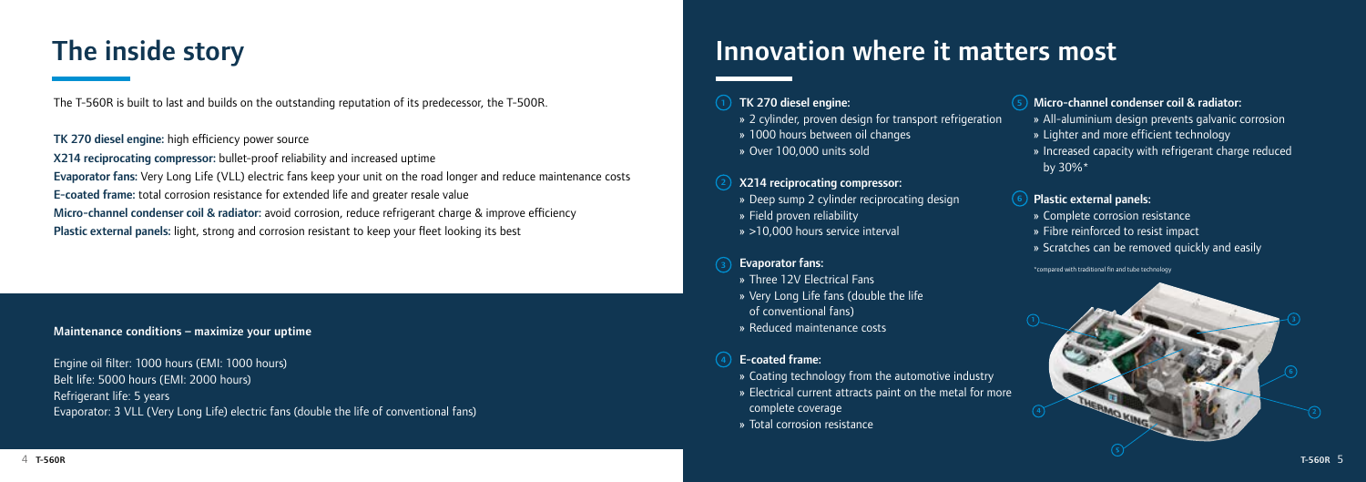# The inside story

The T-560R is built to last and builds on the outstanding reputation of its predecessor, the T-500R.

**TK 270 diesel engine:** high efficiency power source
**X214 reciprocating compressor:** bullet-proof reliability and increased uptime
**Evaporator fans:** Very Long Life (VLL) electric fans keep your unit on the road longer and reduce maintenance costs
**E-coated frame:** total corrosion resistance for extended life and greater resale value
**Micro-channel condenser coil & radiator:** avoid corrosion, reduce refrigerant charge & improve efficiency
**Plastic external panels:** light, strong and corrosion resistant to keep your fleet looking its best

**Maintenance conditions – maximize your uptime**

Engine oil filter: 1000 hours (EMI: 1000 hours)
Belt life: 5000 hours (EMI: 2000 hours)
Refrigerant life: 5 years
Evaporator: 3 VLL (Very Long Life) electric fans (double the life of conventional fans)

# Innovation where it matters most

1. **TK 270 diesel engine:**
   - 2 cylinder, proven design for transport refrigeration
   - 1000 hours between oil changes
   - Over 100,000 units sold

2. **X214 reciprocating compressor:**
   - Deep sump 2 cylinder reciprocating design
   - Field proven reliability
   - >10,000 hours service interval

3. **Evaporator fans:**
   - Three 12V Electrical Fans
   - Very Long Life fans (double the life of conventional fans)
   - Reduced maintenance costs

4. **E-coated frame:**
   - Coating technology from the automotive industry
   - Electrical current attracts paint on the metal for more complete coverage
   - Total corrosion resistance

5. **Micro-channel condenser coil & radiator:**
   - All-aluminium design prevents galvanic corrosion
   - Lighter and more efficient technology
   - Increased capacity with refrigerant charge reduced by 30%*

6. **Plastic external panels:**
   - Complete corrosion resistance
   - Fibre reinforced to resist impact
   - Scratches can be removed quickly and easily

*compared with traditional fin and tube technology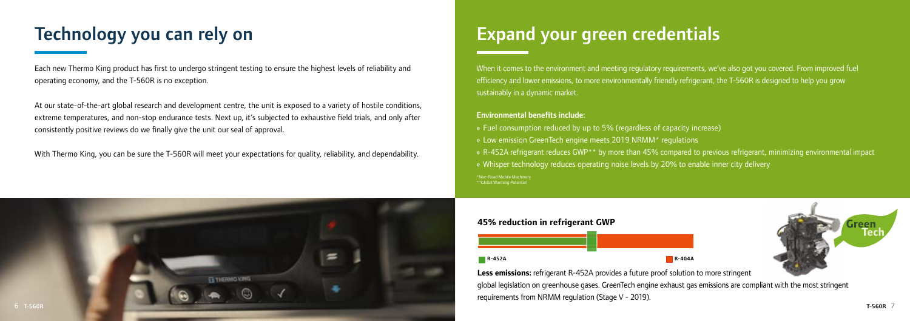# Technology you can rely on

Each new Thermo King product has first to undergo stringent testing to ensure the highest levels of reliability and operating economy, and the T-560R is no exception.

At our state-of-the-art global research and development centre, the unit is exposed to a variety of hostile conditions, extreme temperatures, and non-stop endurance tests. Next up, it's subjected to exhaustive field trials, and only after consistently positive reviews do we finally give the unit our seal of approval.

With Thermo King, you can be sure the T-560R will meet your expectations for quality, reliability, and dependability.

# Expand your green credentials

When it comes to the environment and meeting regulatory requirements, we've also got you covered. From improved fuel efficiency and lower emissions, to more environmentally friendly refrigerant, the T-560R is designed to help you grow sustainably in a dynamic market.

**Environmental benefits include:**

» Fuel consumption reduced by up to 5% (regardless of capacity increase)
» Low emission GreenTech engine meets 2019 NRMM* regulations
» R-452A refrigerant reduces GWP** by more than 45% compared to previous refrigerant, minimizing environmental impact
» Whisper technology reduces operating noise levels by 20% to enable inner city delivery

*Non-Road Mobile Machinery
**Global Warming Potential

**45% reduction in refrigerant GWP**

R-452A R-404A

**Less emissions:** refrigerant R-452A provides a future proof solution to more stringent global legislation on greenhouse gases. GreenTech engine exhaust gas emissions are compliant with the most stringent requirements from NRMM regulation (Stage V - 2019).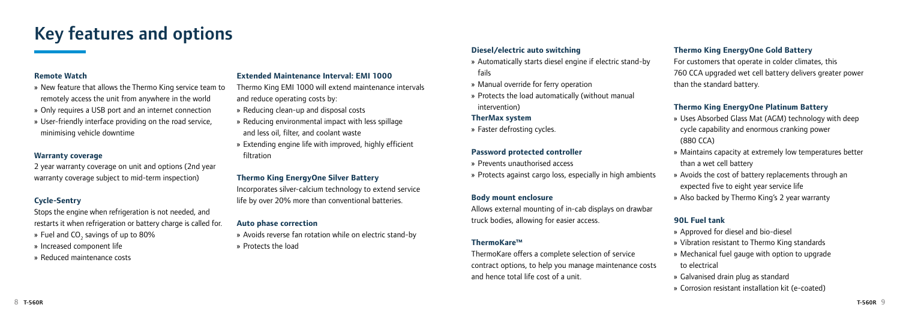# Key features and options

### Remote Watch

- New feature that allows the Thermo King service team to remotely access the unit from anywhere in the world
- Only requires a USB port and an internet connection
- User-friendly interface providing on the road service, minimising vehicle downtime

### Warranty coverage

2 year warranty coverage on unit and options (2nd year warranty coverage subject to mid-term inspection)

### Cycle-Sentry

Stops the engine when refrigeration is not needed, and restarts it when refrigeration or battery charge is called for.

- Fuel and $CO_2$ savings of up to 80%
- Increased component life
- Reduced maintenance costs

### Extended Maintenance Interval: EMI 1000

Thermo King EMI 1000 will extend maintenance intervals and reduce operating costs by:

- Reducing clean-up and disposal costs
- Reducing environmental impact with less spillage and less oil, filter, and coolant waste
- Extending engine life with improved, highly efficient filtration

### Thermo King EnergyOne Silver Battery

Incorporates silver-calcium technology to extend service life by over 20% more than conventional batteries.

### Auto phase correction

- Avoids reverse fan rotation while on electric stand-by
- Protects the load

### Diesel/electric auto switching

- Automatically starts diesel engine if electric stand-by fails
- Manual override for ferry operation
- Protects the load automatically (without manual intervention)

### TherMax system

- Faster defrosting cycles.

### Password protected controller

- Prevents unauthorised access
- Protects against cargo loss, especially in high ambients

### Body mount enclosure

Allows external mounting of in-cab displays on drawbar truck bodies, allowing for easier access.

### ThermoKare™

ThermoKare offers a complete selection of service contract options, to help you manage maintenance costs and hence total life cost of a unit.

### Thermo King EnergyOne Gold Battery

For customers that operate in colder climates, this 760 CCA upgraded wet cell battery delivers greater power than the standard battery.

### Thermo King EnergyOne Platinum Battery

- Uses Absorbed Glass Mat (AGM) technology with deep cycle capability and enormous cranking power (880 CCA)
- Maintains capacity at extremely low temperatures better than a wet cell battery
- Avoids the cost of battery replacements through an expected five to eight year service life
- Also backed by Thermo King's 2 year warranty

### 90L Fuel tank

- Approved for diesel and bio-diesel
- Vibration resistant to Thermo King standards
- Mechanical fuel gauge with option to upgrade to electrical
- Galvanised drain plug as standard
- Corrosion resistant installation kit (e-coated)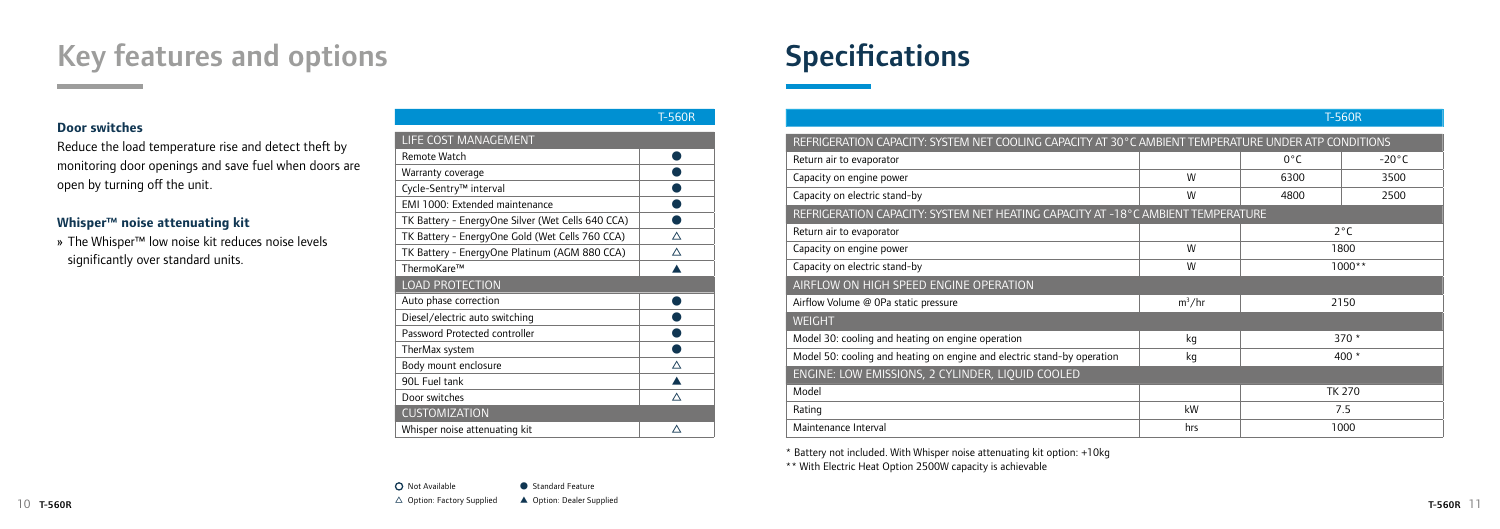# Key features and options

### Door switches

Reduce the load temperature rise and detect theft by monitoring door openings and save fuel when doors are open by turning off the unit.

### Whisper™ noise attenuating kit

» The Whisper™ low noise kit reduces noise levels significantly over standard units.

| | T-560R |
|---|---|
| **LIFE COST MANAGEMENT** | |
| Remote Watch | ● |
| Warranty coverage | ● |
| Cycle-Sentry™ interval | ● |
| EMI 1000: Extended maintenance | ● |
| TK Battery - EnergyOne Silver (Wet Cells 640 CCA) | ● |
| TK Battery - EnergyOne Gold (Wet Cells 760 CCA) | △ |
| TK Battery - EnergyOne Platinum (AGM 880 CCA) | △ |
| ThermoKare™ | ▲ |
| **LOAD PROTECTION** | |
| Auto phase correction | ● |
| Diesel/electric auto switching | ● |
| Password Protected controller | ● |
| TherMax system | ● |
| Body mount enclosure | △ |
| 90L Fuel tank | ▲ |
| Door switches | △ |
| **CUSTOMIZATION** | |
| Whisper noise attenuating kit | △ |

○ Not Available ● Standard Feature
△ Option: Factory Supplied ▲ Option: Dealer Supplied

# Specifications

| | | T-560R | |
|---|---|---|---|
| **REFRIGERATION CAPACITY: SYSTEM NET COOLING CAPACITY AT 30°C AMBIENT TEMPERATURE UNDER ATP CONDITIONS** | | | |
| Return air to evaporator | | 0°C | -20°C |
| Capacity on engine power | W | 6300 | 3500 |
| Capacity on electric stand-by | W | 4800 | 2500 |
| **REFRIGERATION CAPACITY: SYSTEM NET HEATING CAPACITY AT -18°C AMBIENT TEMPERATURE** | | | |
| Return air to evaporator | | 2°C | |
| Capacity on engine power | W | 1800 | |
| Capacity on electric stand-by | W | 1000** | |
| **AIRFLOW ON HIGH SPEED ENGINE OPERATION** | | | |
| Airflow Volume @ 0Pa static pressure | $m^3/hr$ | 2150 | |
| **WEIGHT** | | | |
| Model 30: cooling and heating on engine operation | kg | 370 * | |
| Model 50: cooling and heating on engine and electric stand-by operation | kg | 400 * | |
| **ENGINE: LOW EMISSIONS, 2 CYLINDER, LIQUID COOLED** | | | |
| Model | | TK 270 | |
| Rating | kW | 7.5 | |
| Maintenance Interval | hrs | 1000 | |

* Battery not included. With Whisper noise attenuating kit option: +10kg

** With Electric Heat Option 2500W capacity is achievable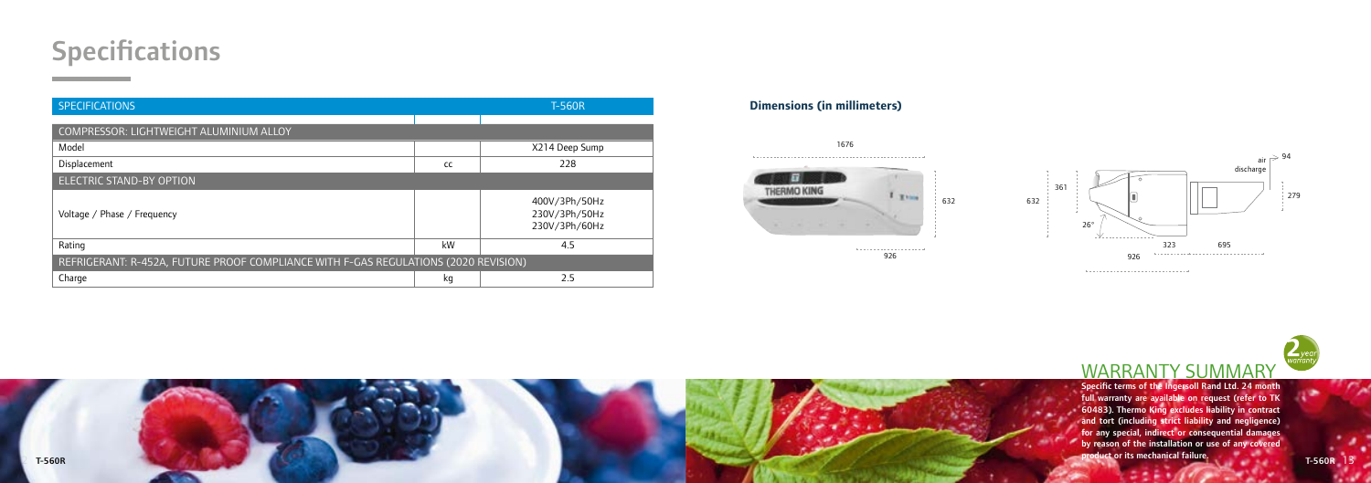# Specifications

| SPECIFICATIONS | | T-560R |
|---|---|---|
| COMPRESSOR: LIGHTWEIGHT ALUMINIUM ALLOY | | |
| Model | | X214 Deep Sump |
| Displacement | cc | 228 |
| ELECTRIC STAND-BY OPTION | | |
| Voltage / Phase / Frequency | | 400V/3Ph/50Hz<br>230V/3Ph/50Hz<br>230V/3Ph/60Hz |
| Rating | kW | 4.5 |
| REFRIGERANT: R-452A, FUTURE PROOF COMPLIANCE WITH F-GAS REGULATIONS (2020 REVISION) | | |
| Charge | kg | 2.5 |

### Dimensions (in millimeters)

1676

632

926

632

361

26°

323

695

926

air discharge

94

279

## WARRANTY SUMMARY

**Specific terms of the Ingersoll Rand Ltd. 24 month full warranty are available on request (refer to TK 60483). Thermo King excludes liability in contract and tort (including strict liability and negligence) for any special, indirect or consequential damages by reason of the installation or use of any covered product or its mechanical failure.**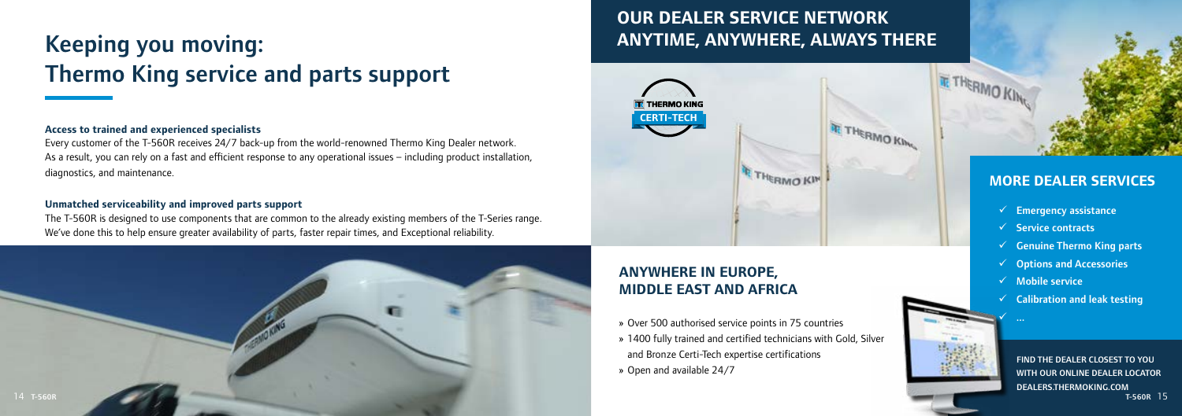# Keeping you moving: Thermo King service and parts support

### Access to trained and experienced specialists

Every customer of the T-560R receives 24/7 back-up from the world-renowned Thermo King Dealer network. As a result, you can rely on a fast and efficient response to any operational issues – including product installation, diagnostics, and maintenance.

### Unmatched serviceability and improved parts support

The T-560R is designed to use components that are common to the already existing members of the T-Series range. We've done this to help ensure greater availability of parts, faster repair times, and Exceptional reliability.

## OUR DEALER SERVICE NETWORK ANYTIME, ANYWHERE, ALWAYS THERE

THERMO KING CERTI-TECH

## ANYWHERE IN EUROPE, MIDDLE EAST AND AFRICA

» Over 500 authorised service points in 75 countries
» 1400 fully trained and certified technicians with Gold, Silver and Bronze Certi-Tech expertise certifications
» Open and available 24/7

## MORE DEALER SERVICES

- ✓ Emergency assistance
- ✓ Service contracts
- ✓ Genuine Thermo King parts
- ✓ Options and Accessories
- ✓ Mobile service
- ✓ Calibration and leak testing
- ✓ ...

FIND THE DEALER CLOSEST TO YOU WITH OUR ONLINE DEALER LOCATOR DEALERS.THERMOKING.COM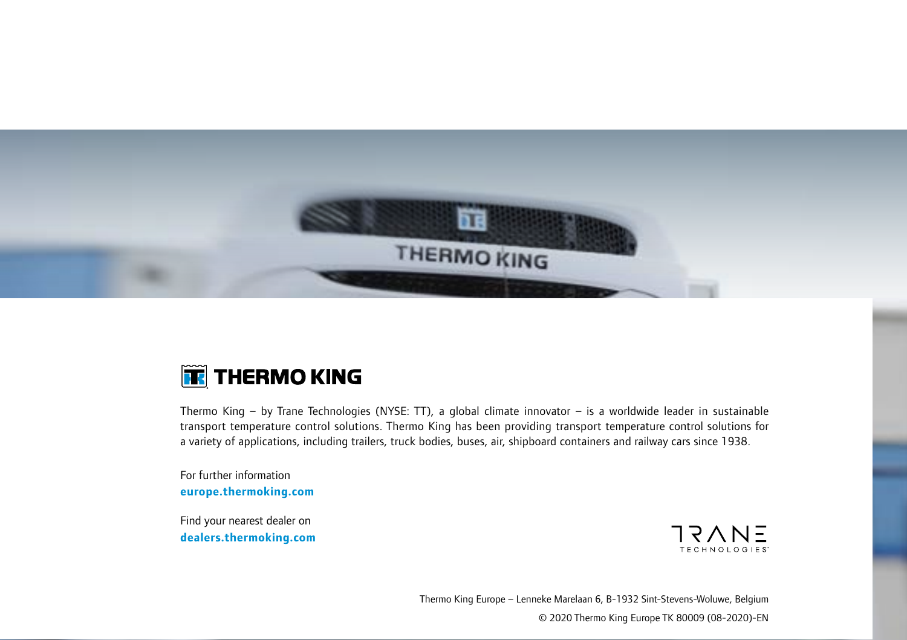**THERMO KING**

Thermo King – by Trane Technologies (NYSE: TT), a global climate innovator – is a worldwide leader in sustainable transport temperature control solutions. Thermo King has been providing transport temperature control solutions for a variety of applications, including trailers, truck bodies, buses, air, shipboard containers and railway cars since 1938.

For further information
**europe.thermoking.com**

Find your nearest dealer on
**dealers.thermoking.com**

TRANE TECHNOLOGIES

Thermo King Europe – Lenneke Marelaan 6, B-1932 Sint-Stevens-Woluwe, Belgium

© 2020 Thermo King Europe TK 80009 (08-2020)-EN